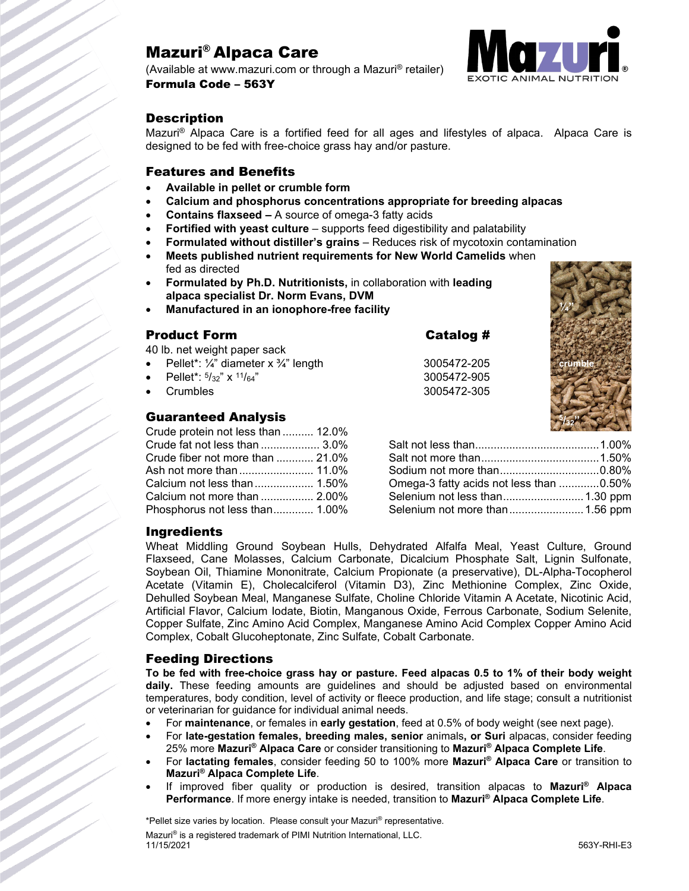# Mazuri® Alpaca Care

(Available at www.mazuri.com or through a Mazuri® retailer)

**Formula Code – 563Y**

## Description

Mazuri® Alpaca Care is a fortified feed for all ages and lifestyles of alpaca. Alpaca Care is designed to be fed with free-choice grass hay and/or pasture.

## Features and Benefits

- **Available in pellet or crumble form**
- **Calcium and phosphorus concentrations appropriate for breeding alpacas**
- **Contains flaxseed –** A source of omega-3 fatty acids
- **Fortified with yeast culture** – supports feed digestibility and palatability
- **Formulated without distiller's grains** – Reduces risk of mycotoxin contamination
- **Meets published nutrient requirements for New World Camelids** when fed as directed
- **Formulated by Ph.D. Nutritionists,** in collaboration with **leading alpaca specialist Dr. Norm Evans, DVM**
- **Manufactured in an ionophore-free facility**

## Product Form

40 lb. net weight paper sack

| Product Form | Catalog # |
| --- | --- |
| Pellet*: ¼" diameter x ¾" length | 3005472-205 |
| Pellet*: 5/32" x 11/64" | 3005472-905 |
| Crumbles | 3005472-305 |

## Guaranteed Analysis

| | |
| --- | --- |
| Crude protein not less than | 12.0% |
| Crude fat not less than | 3.0% |
| Crude fiber not more than | 21.0% |
| Ash not more than | 11.0% |
| Calcium not less than | 1.50% |
| Calcium not more than | 2.00% |
| Phosphorus not less than | 1.00% |
| Salt not less than | 1.00% |
| Salt not more than | 1.50% |
| Sodium not more than | 0.80% |
| Omega-3 fatty acids not less than | 0.50% |
| Selenium not less than | 1.30 ppm |
| Selenium not more than | 1.56 ppm |

## Ingredients

Wheat Middling Ground Soybean Hulls, Dehydrated Alfalfa Meal, Yeast Culture, Ground Flaxseed, Cane Molasses, Calcium Carbonate, Dicalcium Phosphate Salt, Lignin Sulfonate, Soybean Oil, Thiamine Mononitrate, Calcium Propionate (a preservative), DL-Alpha-Tocopherol Acetate (Vitamin E), Cholecalciferol (Vitamin D3), Zinc Methionine Complex, Zinc Oxide, Dehulled Soybean Meal, Manganese Sulfate, Choline Chloride Vitamin A Acetate, Nicotinic Acid, Artificial Flavor, Calcium Iodate, Biotin, Manganous Oxide, Ferrous Carbonate, Sodium Selenite, Copper Sulfate, Zinc Amino Acid Complex, Manganese Amino Acid Complex Copper Amino Acid Complex, Cobalt Glucoheptonate, Zinc Sulfate, Cobalt Carbonate.

## Feeding Directions

**To be fed with free-choice grass hay or pasture. Feed alpacas 0.5 to 1% of their body weight daily.** These feeding amounts are guidelines and should be adjusted based on environmental temperatures, body condition, level of activity or fleece production, and life stage; consult a nutritionist or veterinarian for guidance for individual animal needs.

- For **maintenance**, or females in **early gestation**, feed at 0.5% of body weight (see next page).
- For **late-gestation females, breeding males, senior** animals**, or Suri** alpacas, consider feeding 25% more **Mazuri® Alpaca Care** or consider transitioning to **Mazuri® Alpaca Complete Life**.
- For **lactating females**, consider feeding 50 to 100% more **Mazuri® Alpaca Care** or transition to **Mazuri® Alpaca Complete Life**.
- If improved fiber quality or production is desired, transition alpacas to **Mazuri® Alpaca Performance**. If more energy intake is needed, transition to **Mazuri® Alpaca Complete Life**.

*Pellet size varies by location. Please consult your Mazuri® representative.

Mazuri® is a registered trademark of PIMI Nutrition International, LLC.

11/15/2021

563Y-RHI-E3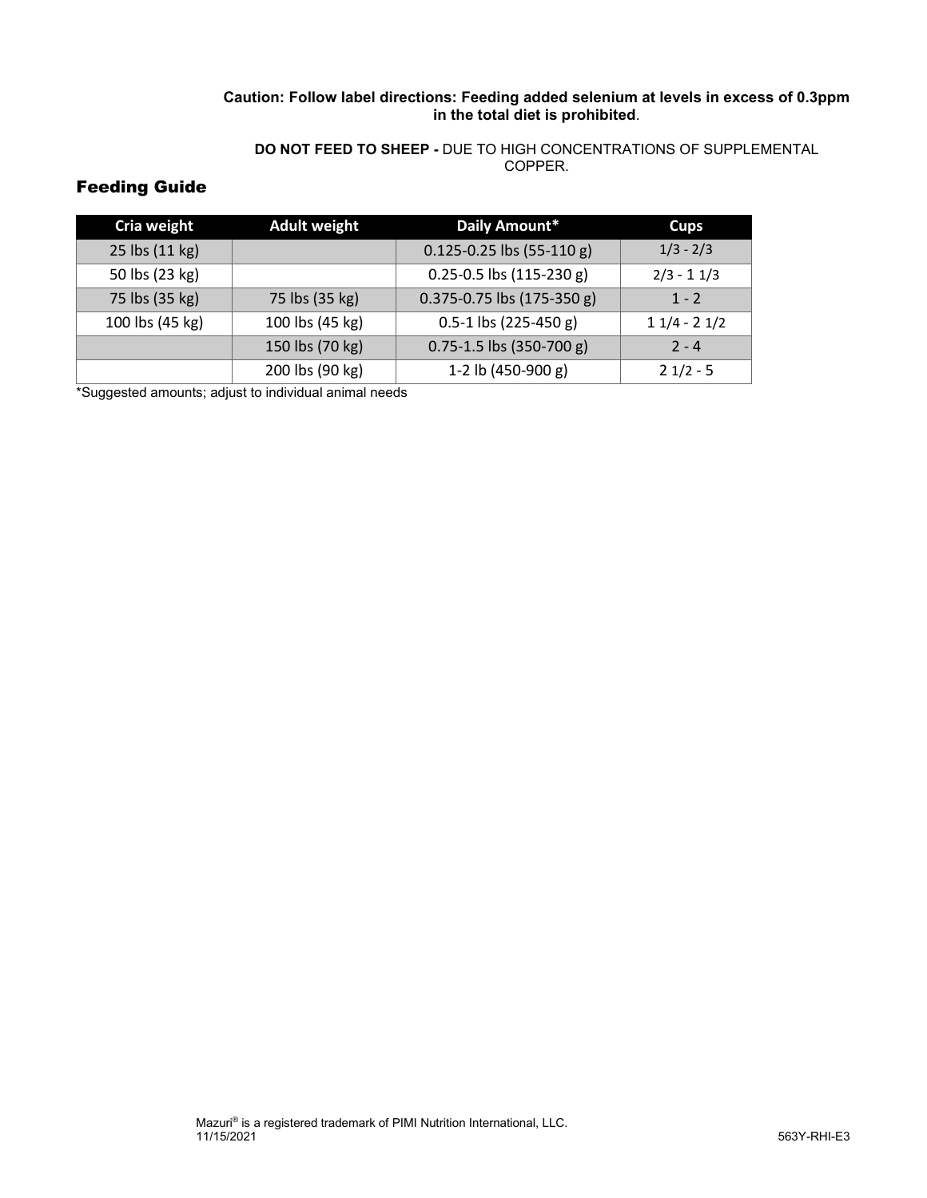**Caution: Follow label directions: Feeding added selenium at levels in excess of 0.3ppm in the total diet is prohibited**.

**DO NOT FEED TO SHEEP -** DUE TO HIGH CONCENTRATIONS OF SUPPLEMENTAL COPPER.

## Feeding Guide

| Cria weight | Adult weight | Daily Amount* | Cups |
|---|---|---|---|
| 25 lbs (11 kg) | | 0.125-0.25 lbs (55-110 g) | 1/3 - 2/3 |
| 50 lbs (23 kg) | | 0.25-0.5 lbs (115-230 g) | 2/3 - 1 1/3 |
| 75 lbs (35 kg) | 75 lbs (35 kg) | 0.375-0.75 lbs (175-350 g) | 1 - 2 |
| 100 lbs (45 kg) | 100 lbs (45 kg) | 0.5-1 lbs (225-450 g) | 1 1/4 - 2 1/2 |
| | 150 lbs (70 kg) | 0.75-1.5 lbs (350-700 g) | 2 - 4 |
| | 200 lbs (90 kg) | 1-2 lb (450-900 g) | 2 1/2 - 5 |

*Suggested amounts; adjust to individual animal needs

Mazuri® is a registered trademark of PIMI Nutrition International, LLC.
11/15/2021

563Y-RHI-E3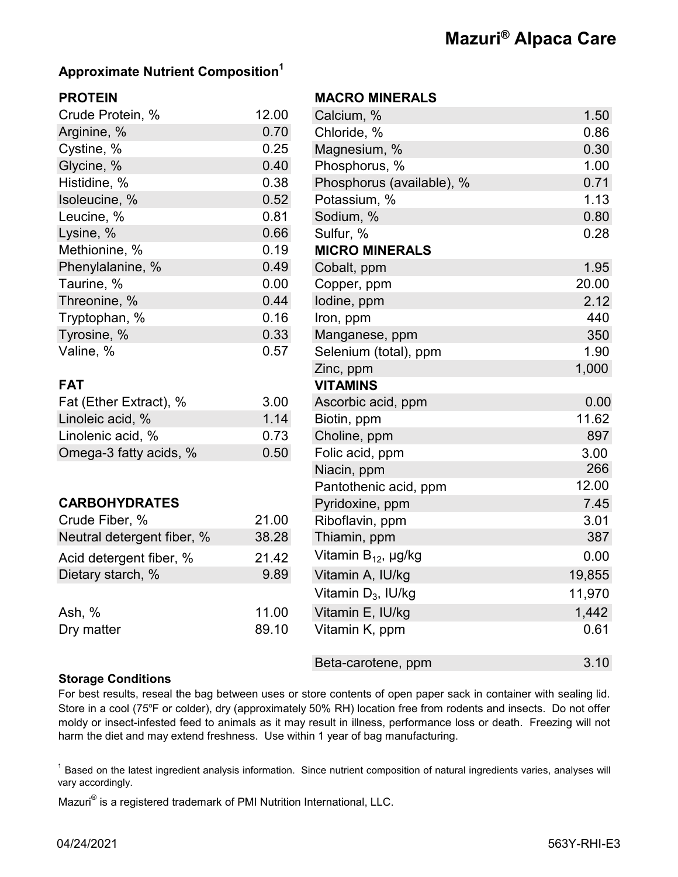# Mazuri® Alpaca Care

## Approximate Nutrient Composition[1]

| PROTEIN | |
|---|---|
| Crude Protein, % | 12.00 |
| Arginine, % | 0.70 |
| Cystine, % | 0.25 |
| Glycine, % | 0.40 |
| Histidine, % | 0.38 |
| Isoleucine, % | 0.52 |
| Leucine, % | 0.81 |
| Lysine, % | 0.66 |
| Methionine, % | 0.19 |
| Phenylalanine, % | 0.49 |
| Taurine, % | 0.00 |
| Threonine, % | 0.44 |
| Tryptophan, % | 0.16 |
| Tyrosine, % | 0.33 |
| Valine, % | 0.57 |

| FAT | |
|---|---|
| Fat (Ether Extract), % | 3.00 |
| Linoleic acid, % | 1.14 |
| Linolenic acid, % | 0.73 |
| Omega-3 fatty acids, % | 0.50 |

| CARBOHYDRATES | |
|---|---|
| Crude Fiber, % | 21.00 |
| Neutral detergent fiber, % | 38.28 |
| Acid detergent fiber, % | 21.42 |
| Dietary starch, % | 9.89 |
| Ash, % | 11.00 |
| Dry matter | 89.10 |

| MACRO MINERALS | |
|---|---|
| Calcium, % | 1.50 |
| Chloride, % | 0.86 |
| Magnesium, % | 0.30 |
| Phosphorus, % | 1.00 |
| Phosphorus (available), % | 0.71 |
| Potassium, % | 1.13 |
| Sodium, % | 0.80 |
| Sulfur, % | 0.28 |
| **MICRO MINERALS** | |
| Cobalt, ppm | 1.95 |
| Copper, ppm | 20.00 |
| Iodine, ppm | 2.12 |
| Iron, ppm | 440 |
| Manganese, ppm | 350 |
| Selenium (total), ppm | 1.90 |
| Zinc, ppm | 1,000 |
| **VITAMINS** | |
| Ascorbic acid, ppm | 0.00 |
| Biotin, ppm | 11.62 |
| Choline, ppm | 897 |
| Folic acid, ppm | 3.00 |
| Niacin, ppm | 266 |
| Pantothenic acid, ppm | 12.00 |
| Pyridoxine, ppm | 7.45 |
| Riboflavin, ppm | 3.01 |
| Thiamin, ppm | 387 |
| Vitamin $B_{12}$, µg/kg | 0.00 |
| Vitamin A, IU/kg | 19,855 |
| Vitamin $D_3$, IU/kg | 11,970 |
| Vitamin E, IU/kg | 1,442 |
| Vitamin K, ppm | 0.61 |
| Beta-carotene, ppm | 3.10 |

**Storage Conditions**

For best results, reseal the bag between uses or store contents of open paper sack in container with sealing lid. Store in a cool (75ºF or colder), dry (approximately 50% RH) location free from rodents and insects. Do not offer moldy or insect-infested feed to animals as it may result in illness, performance loss or death. Freezing will not harm the diet and may extend freshness. Use within 1 year of bag manufacturing.

[1] Based on the latest ingredient analysis information. Since nutrient composition of natural ingredients varies, analyses will vary accordingly.

Mazuri® is a registered trademark of PMI Nutrition International, LLC.

04/24/2021 563Y-RHI-E3